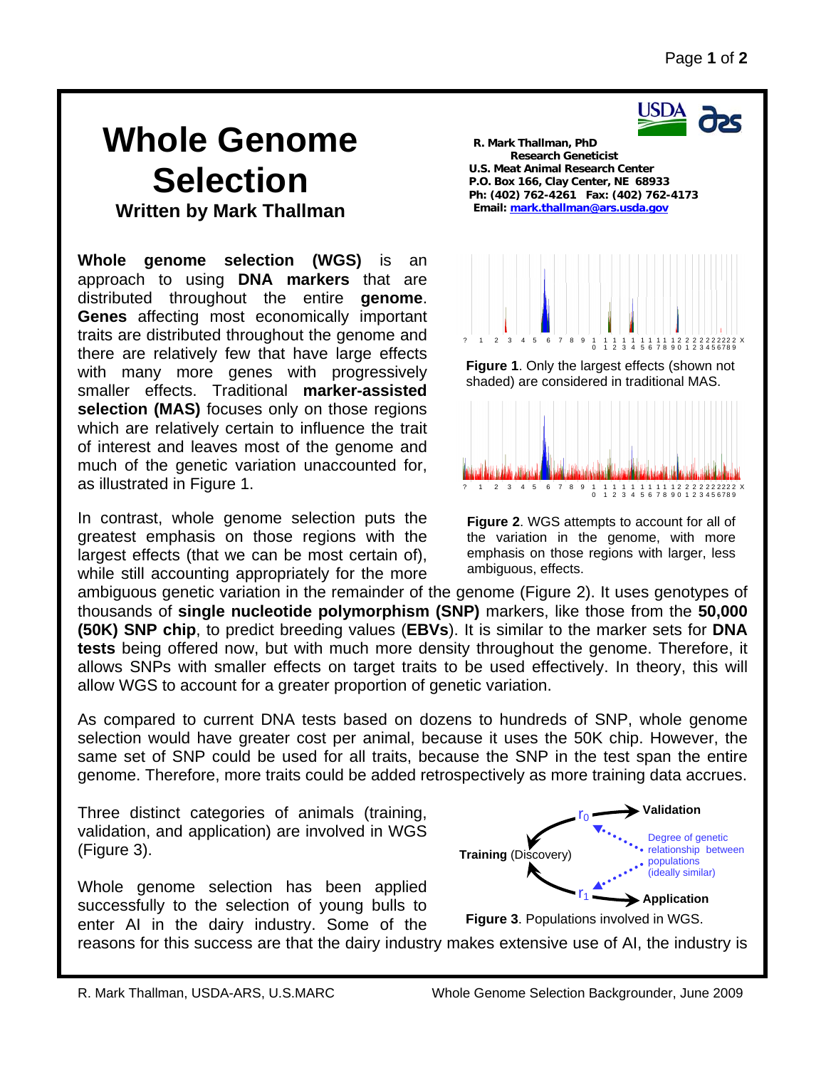# Whole Genome Selection

### Written by Mark Thallman

**R. Mark Thallman, PhD**
**Research Geneticist**
**U.S. Meat Animal Research Center**
**P.O. Box 166, Clay Center, NE 68933**
**Ph: (402) 762-4261 Fax: (402) 762-4173**
**Email: mark.thallman@ars.usda.gov**

**Whole genome selection (WGS)** is an approach to using **DNA markers** that are distributed throughout the entire **genome**. **Genes** affecting most economically important traits are distributed throughout the genome and there are relatively few that have large effects with many more genes with progressively smaller effects. Traditional **marker-assisted selection (MAS)** focuses only on those regions which are relatively certain to influence the trait of interest and leaves most of the genome and much of the genetic variation unaccounted for, as illustrated in Figure 1.

**Figure 1**. Only the largest effects (shown not shaded) are considered in traditional MAS.

**Figure 2**. WGS attempts to account for all of the variation in the genome, with more emphasis on those regions with larger, less ambiguous, effects.

In contrast, whole genome selection puts the greatest emphasis on those regions with the largest effects (that we can be most certain of), while still accounting appropriately for the more ambiguous genetic variation in the remainder of the genome (Figure 2). It uses genotypes of thousands of **single nucleotide polymorphism (SNP)** markers, like those from the **50,000 (50K) SNP chip**, to predict breeding values (**EBVs**). It is similar to the marker sets for **DNA tests** being offered now, but with much more density throughout the genome. Therefore, it allows SNPs with smaller effects on target traits to be used effectively. In theory, this will allow WGS to account for a greater proportion of genetic variation.

As compared to current DNA tests based on dozens to hundreds of SNP, whole genome selection would have greater cost per animal, because it uses the 50K chip. However, the same set of SNP could be used for all traits, because the SNP in the test span the entire genome. Therefore, more traits could be added retrospectively as more training data accrues.

Three distinct categories of animals (training, validation, and application) are involved in WGS (Figure 3).

**Figure 3**. Populations involved in WGS.

Whole genome selection has been applied successfully to the selection of young bulls to enter AI in the dairy industry. Some of the reasons for this success are that the dairy industry makes extensive use of AI, the industry is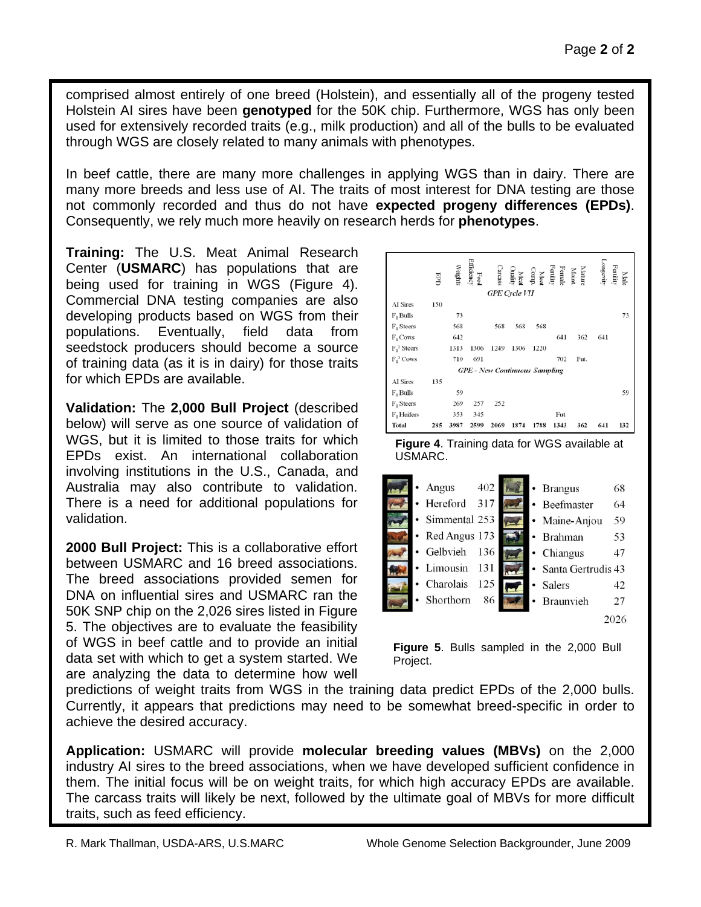comprised almost entirely of one breed (Holstein), and essentially all of the progeny tested Holstein AI sires have been **genotyped** for the 50K chip. Furthermore, WGS has only been used for extensively recorded traits (e.g., milk production) and all of the bulls to be evaluated through WGS are closely related to many animals with phenotypes.

In beef cattle, there are many more challenges in applying WGS than in dairy. There are many more breeds and less use of AI. The traits of most interest for DNA testing are those not commonly recorded and thus do not have **expected progeny differences (EPDs)**. Consequently, we rely much more heavily on research herds for **phenotypes**.

**Training:** The U.S. Meat Animal Research Center (**USMARC**) has populations that are being used for training in WGS (Figure 4). Commercial DNA testing companies are also developing products based on WGS from their populations. Eventually, field data from seedstock producers should become a source of training data (as it is in dairy) for those traits for which EPDs are available.

| | EPD | Weights | Feed Efficiency | Carcass | Meat Quality | Meat Comp. | Female Fertility | Mature Maint. | Longevity | Male Fertility |
|---|---|---|---|---|---|---|---|---|---|---|
| *GPE Cycle VII* | | | | | | | | | | |
| AI Sires | 150 | | | | | | | | | |
| $F_1$ Bulls | | 73 | | | | | | | | 73 |
| $F_1$ Steers | | 568 | | 568 | 568 | 568 | | | | |
| $F_1$ Cows | | 642 | | | | | 641 | 362 | 641 | |
| $F_1^2$ Steers | | 1313 | 1306 | 1249 | 1306 | 1220 | | | | |
| $F_1^2$ Cows | | 710 | 691 | | | | 702 | Fut. | | |
| *GPE - New Continuous Sampling* | | | | | | | | | | |
| AI Sires | 135 | | | | | | | | | |
| $F_1$ Bulls | | 59 | | | | | | | | 59 |
| $F_1$ Steers | | 269 | 257 | 252 | | | | | | |
| $F_1$ Heifers | | 353 | 345 | | | | Fut. | | | |
| Total | 285 | 3987 | 2599 | 2069 | 1874 | 1788 | 1343 | 362 | 641 | 132 |

**Figure 4**. Training data for WGS available at USMARC.

**Validation:** The **2,000 Bull Project** (described below) will serve as one source of validation of WGS, but it is limited to those traits for which EPDs exist. An international collaboration involving institutions in the U.S., Canada, and Australia may also contribute to validation. There is a need for additional populations for validation.

**2000 Bull Project:** This is a collaborative effort between USMARC and 16 breed associations. The breed associations provided semen for DNA on influential sires and USMARC ran the 50K SNP chip on the 2,026 sires listed in Figure 5. The objectives are to evaluate the feasibility of WGS in beef cattle and to provide an initial data set with which to get a system started. We are analyzing the data to determine how well predictions of weight traits from WGS in the training data predict EPDs of the 2,000 bulls. Currently, it appears that predictions may need to be somewhat breed-specific in order to achieve the desired accuracy.

- Angus 402
- Hereford 317
- Simmental 253
- Red Angus 173
- Gelbvieh 136
- Limousin 131
- Charolais 125
- Shorthorn 86
- Brangus 68
- Beefmaster 64
- Maine-Anjou 59
- Brahman 53
- Chiangus 47
- Santa Gertrudis 43
- Salers 42
- Braunvieh 27

2026

**Figure 5**. Bulls sampled in the 2,000 Bull Project.

**Application:** USMARC will provide **molecular breeding values (MBVs)** on the 2,000 industry AI sires to the breed associations, when we have developed sufficient confidence in them. The initial focus will be on weight traits, for which high accuracy EPDs are available. The carcass traits will likely be next, followed by the ultimate goal of MBVs for more difficult traits, such as feed efficiency.

R. Mark Thallman, USDA-ARS, U.S.MARC Whole Genome Selection Backgrounder, June 2009